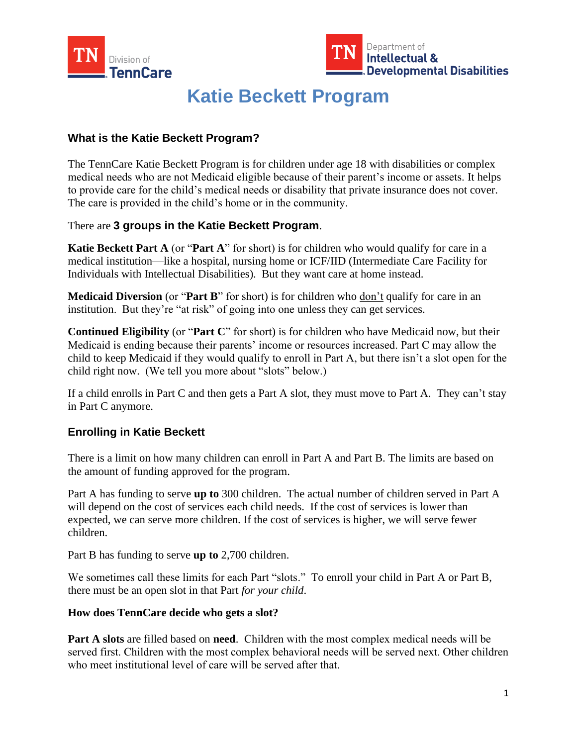Division of TennCare

Department of Intellectual & Developmental Disabilities

# Katie Beckett Program

## What is the Katie Beckett Program?

The TennCare Katie Beckett Program is for children under age 18 with disabilities or complex medical needs who are not Medicaid eligible because of their parent's income or assets. It helps to provide care for the child's medical needs or disability that private insurance does not cover. The care is provided in the child's home or in the community.

There are **3 groups in the Katie Beckett Program**.

**Katie Beckett Part A** (or "**Part A**" for short) is for children who would qualify for care in a medical institution—like a hospital, nursing home or ICF/IID (Intermediate Care Facility for Individuals with Intellectual Disabilities). But they want care at home instead.

**Medicaid Diversion** (or "**Part B**" for short) is for children who don't qualify for care in an institution. But they're "at risk" of going into one unless they can get services.

**Continued Eligibility** (or "**Part C**" for short) is for children who have Medicaid now, but their Medicaid is ending because their parents' income or resources increased. Part C may allow the child to keep Medicaid if they would qualify to enroll in Part A, but there isn't a slot open for the child right now. (We tell you more about "slots" below.)

If a child enrolls in Part C and then gets a Part A slot, they must move to Part A. They can't stay in Part C anymore.

## Enrolling in Katie Beckett

There is a limit on how many children can enroll in Part A and Part B. The limits are based on the amount of funding approved for the program.

Part A has funding to serve **up to** 300 children. The actual number of children served in Part A will depend on the cost of services each child needs. If the cost of services is lower than expected, we can serve more children. If the cost of services is higher, we will serve fewer children.

Part B has funding to serve **up to** 2,700 children.

We sometimes call these limits for each Part "slots." To enroll your child in Part A or Part B, there must be an open slot in that Part *for your child*.

### How does TennCare decide who gets a slot?

**Part A slots** are filled based on **need**. Children with the most complex medical needs will be served first. Children with the most complex behavioral needs will be served next. Other children who meet institutional level of care will be served after that.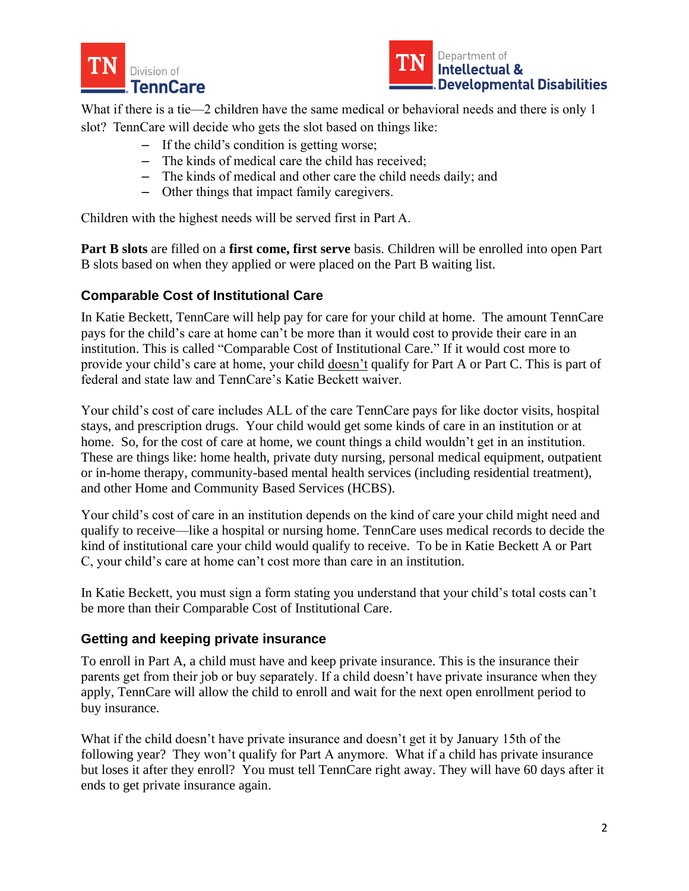What if there is a tie—2 children have the same medical or behavioral needs and there is only 1 slot? TennCare will decide who gets the slot based on things like:

- If the child's condition is getting worse;
- The kinds of medical care the child has received;
- The kinds of medical and other care the child needs daily; and
- Other things that impact family caregivers.

Children with the highest needs will be served first in Part A.

**Part B slots** are filled on a **first come, first serve** basis. Children will be enrolled into open Part B slots based on when they applied or were placed on the Part B waiting list.

### Comparable Cost of Institutional Care

In Katie Beckett, TennCare will help pay for care for your child at home. The amount TennCare pays for the child's care at home can't be more than it would cost to provide their care in an institution. This is called "Comparable Cost of Institutional Care." If it would cost more to provide your child's care at home, your child doesn't qualify for Part A or Part C. This is part of federal and state law and TennCare's Katie Beckett waiver.

Your child's cost of care includes ALL of the care TennCare pays for like doctor visits, hospital stays, and prescription drugs. Your child would get some kinds of care in an institution or at home. So, for the cost of care at home, we count things a child wouldn't get in an institution. These are things like: home health, private duty nursing, personal medical equipment, outpatient or in-home therapy, community-based mental health services (including residential treatment), and other Home and Community Based Services (HCBS).

Your child's cost of care in an institution depends on the kind of care your child might need and qualify to receive—like a hospital or nursing home. TennCare uses medical records to decide the kind of institutional care your child would qualify to receive. To be in Katie Beckett A or Part C, your child's care at home can't cost more than care in an institution.

In Katie Beckett, you must sign a form stating you understand that your child's total costs can't be more than their Comparable Cost of Institutional Care.

### Getting and keeping private insurance

To enroll in Part A, a child must have and keep private insurance. This is the insurance their parents get from their job or buy separately. If a child doesn't have private insurance when they apply, TennCare will allow the child to enroll and wait for the next open enrollment period to buy insurance.

What if the child doesn't have private insurance and doesn't get it by January 15th of the following year? They won't qualify for Part A anymore. What if a child has private insurance but loses it after they enroll? You must tell TennCare right away. They will have 60 days after it ends to get private insurance again.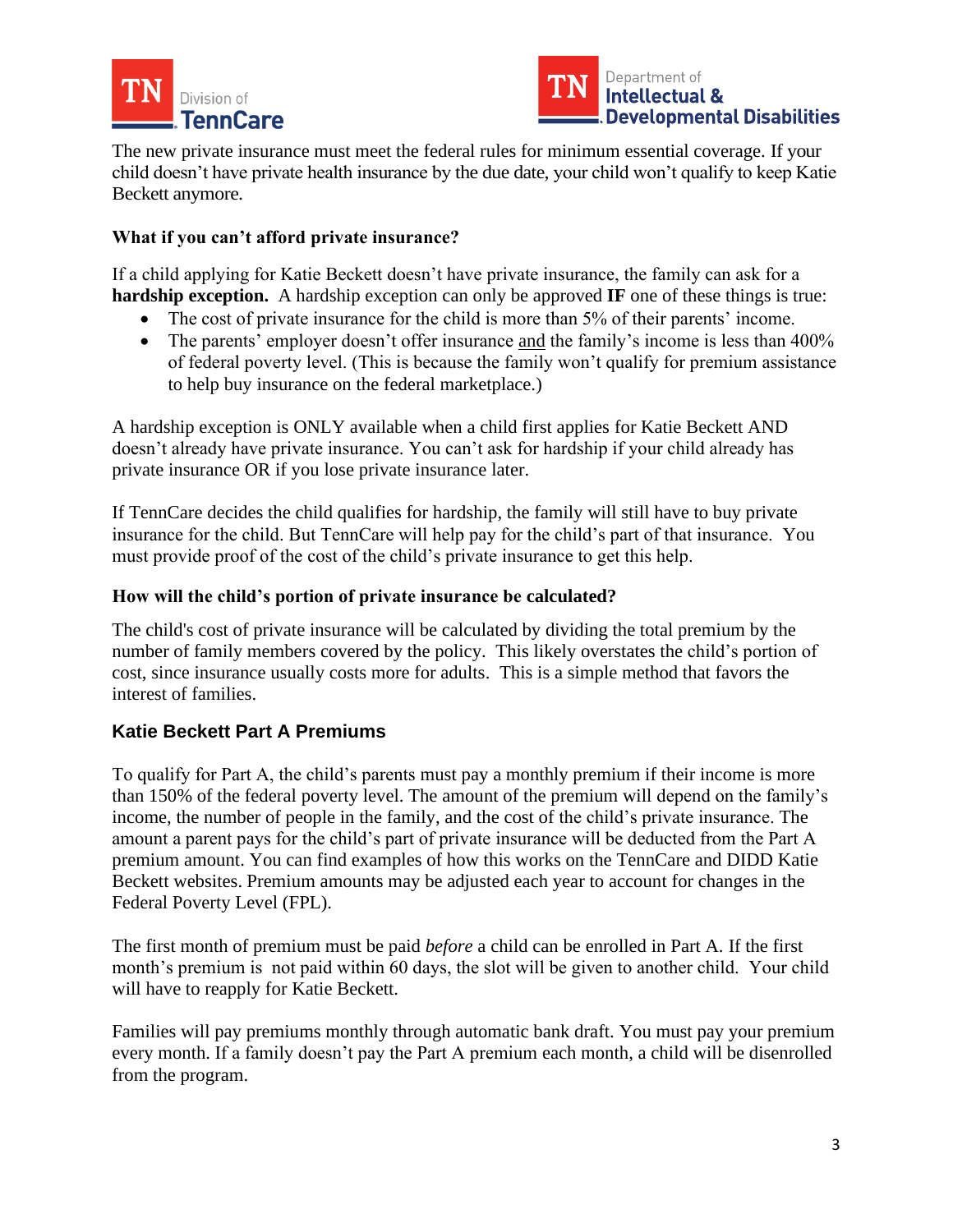The new private insurance must meet the federal rules for minimum essential coverage. If your child doesn't have private health insurance by the due date, your child won't qualify to keep Katie Beckett anymore.

### What if you can't afford private insurance?

If a child applying for Katie Beckett doesn't have private insurance, the family can ask for a **hardship exception.** A hardship exception can only be approved **IF** one of these things is true:

- The cost of private insurance for the child is more than 5% of their parents' income.
- The parents' employer doesn't offer insurance <u>and</u> the family's income is less than 400% of federal poverty level. (This is because the family won't qualify for premium assistance to help buy insurance on the federal marketplace.)

A hardship exception is ONLY available when a child first applies for Katie Beckett AND doesn't already have private insurance. You can't ask for hardship if your child already has private insurance OR if you lose private insurance later.

If TennCare decides the child qualifies for hardship, the family will still have to buy private insurance for the child. But TennCare will help pay for the child's part of that insurance. You must provide proof of the cost of the child's private insurance to get this help.

### How will the child's portion of private insurance be calculated?

The child's cost of private insurance will be calculated by dividing the total premium by the number of family members covered by the policy. This likely overstates the child's portion of cost, since insurance usually costs more for adults. This is a simple method that favors the interest of families.

## Katie Beckett Part A Premiums

To qualify for Part A, the child's parents must pay a monthly premium if their income is more than 150% of the federal poverty level. The amount of the premium will depend on the family's income, the number of people in the family, and the cost of the child's private insurance. The amount a parent pays for the child's part of private insurance will be deducted from the Part A premium amount. You can find examples of how this works on the TennCare and DIDD Katie Beckett websites. Premium amounts may be adjusted each year to account for changes in the Federal Poverty Level (FPL).

The first month of premium must be paid *before* a child can be enrolled in Part A. If the first month's premium is not paid within 60 days, the slot will be given to another child. Your child will have to reapply for Katie Beckett.

Families will pay premiums monthly through automatic bank draft. You must pay your premium every month. If a family doesn't pay the Part A premium each month, a child will be disenrolled from the program.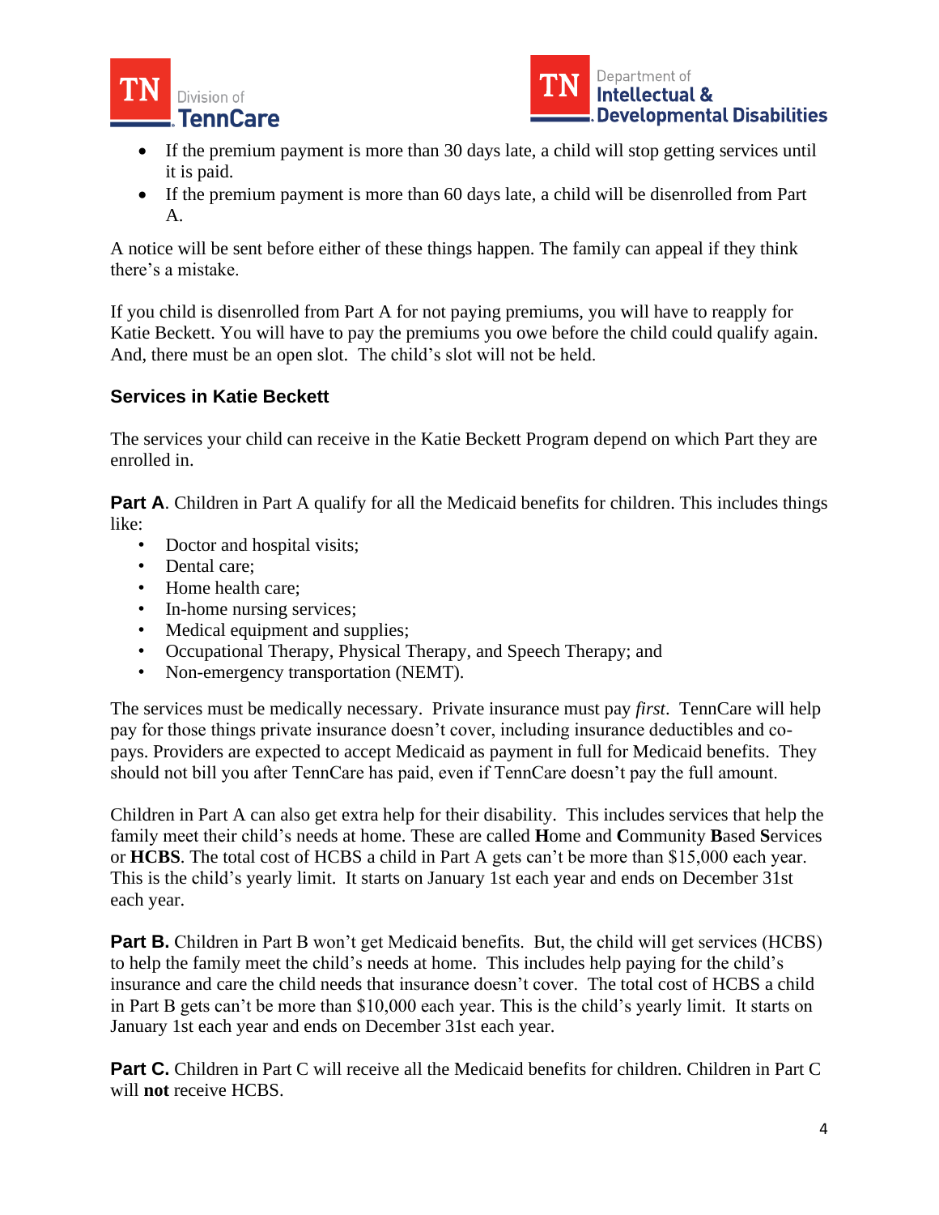- If the premium payment is more than 30 days late, a child will stop getting services until it is paid.
- If the premium payment is more than 60 days late, a child will be disenrolled from Part A.

A notice will be sent before either of these things happen. The family can appeal if they think there's a mistake.

If you child is disenrolled from Part A for not paying premiums, you will have to reapply for Katie Beckett. You will have to pay the premiums you owe before the child could qualify again. And, there must be an open slot. The child's slot will not be held.

### Services in Katie Beckett

The services your child can receive in the Katie Beckett Program depend on which Part they are enrolled in.

**Part A**. Children in Part A qualify for all the Medicaid benefits for children. This includes things like:

- Doctor and hospital visits;
- Dental care;
- Home health care;
- In-home nursing services;
- Medical equipment and supplies;
- Occupational Therapy, Physical Therapy, and Speech Therapy; and
- Non-emergency transportation (NEMT).

The services must be medically necessary. Private insurance must pay *first*. TennCare will help pay for those things private insurance doesn't cover, including insurance deductibles and co-pays. Providers are expected to accept Medicaid as payment in full for Medicaid benefits. They should not bill you after TennCare has paid, even if TennCare doesn't pay the full amount.

Children in Part A can also get extra help for their disability. This includes services that help the family meet their child's needs at home. These are called **H**ome and **C**ommunity **B**ased **S**ervices or **HCBS**. The total cost of HCBS a child in Part A gets can't be more than $15,000 each year. This is the child's yearly limit. It starts on January 1st each year and ends on December 31st each year.

**Part B.** Children in Part B won't get Medicaid benefits. But, the child will get services (HCBS) to help the family meet the child's needs at home. This includes help paying for the child's insurance and care the child needs that insurance doesn't cover. The total cost of HCBS a child in Part B gets can't be more than $10,000 each year. This is the child's yearly limit. It starts on January 1st each year and ends on December 31st each year.

**Part C.** Children in Part C will receive all the Medicaid benefits for children. Children in Part C will **not** receive HCBS.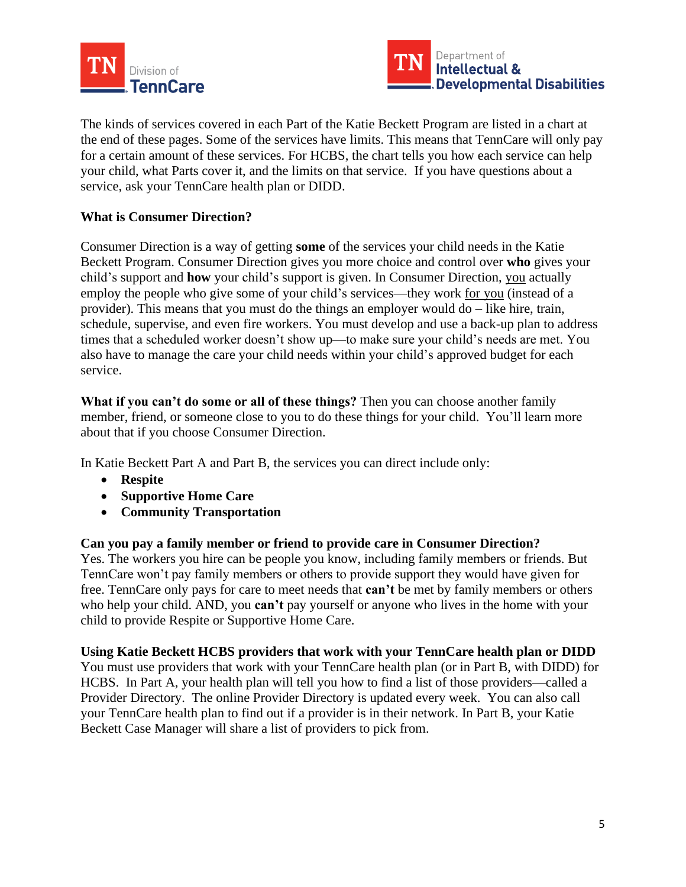The kinds of services covered in each Part of the Katie Beckett Program are listed in a chart at the end of these pages. Some of the services have limits. This means that TennCare will only pay for a certain amount of these services. For HCBS, the chart tells you how each service can help your child, what Parts cover it, and the limits on that service. If you have questions about a service, ask your TennCare health plan or DIDD.

**What is Consumer Direction?**

Consumer Direction is a way of getting **some** of the services your child needs in the Katie Beckett Program. Consumer Direction gives you more choice and control over **who** gives your child's support and **how** your child's support is given. In Consumer Direction, <u>you</u> actually employ the people who give some of your child's services—they work <u>for you</u> (instead of a provider). This means that you must do the things an employer would do – like hire, train, schedule, supervise, and even fire workers. You must develop and use a back-up plan to address times that a scheduled worker doesn't show up—to make sure your child's needs are met. You also have to manage the care your child needs within your child's approved budget for each service.

**What if you can't do some or all of these things?** Then you can choose another family member, friend, or someone close to you to do these things for your child. You'll learn more about that if you choose Consumer Direction.

In Katie Beckett Part A and Part B, the services you can direct include only:

- **Respite**
- **Supportive Home Care**
- **Community Transportation**

**Can you pay a family member or friend to provide care in Consumer Direction?**
Yes. The workers you hire can be people you know, including family members or friends. But TennCare won't pay family members or others to provide support they would have given for free. TennCare only pays for care to meet needs that **can't** be met by family members or others who help your child. AND, you **can't** pay yourself or anyone who lives in the home with your child to provide Respite or Supportive Home Care.

**Using Katie Beckett HCBS providers that work with your TennCare health plan or DIDD**
You must use providers that work with your TennCare health plan (or in Part B, with DIDD) for HCBS. In Part A, your health plan will tell you how to find a list of those providers—called a Provider Directory. The online Provider Directory is updated every week. You can also call your TennCare health plan to find out if a provider is in their network. In Part B, your Katie Beckett Case Manager will share a list of providers to pick from.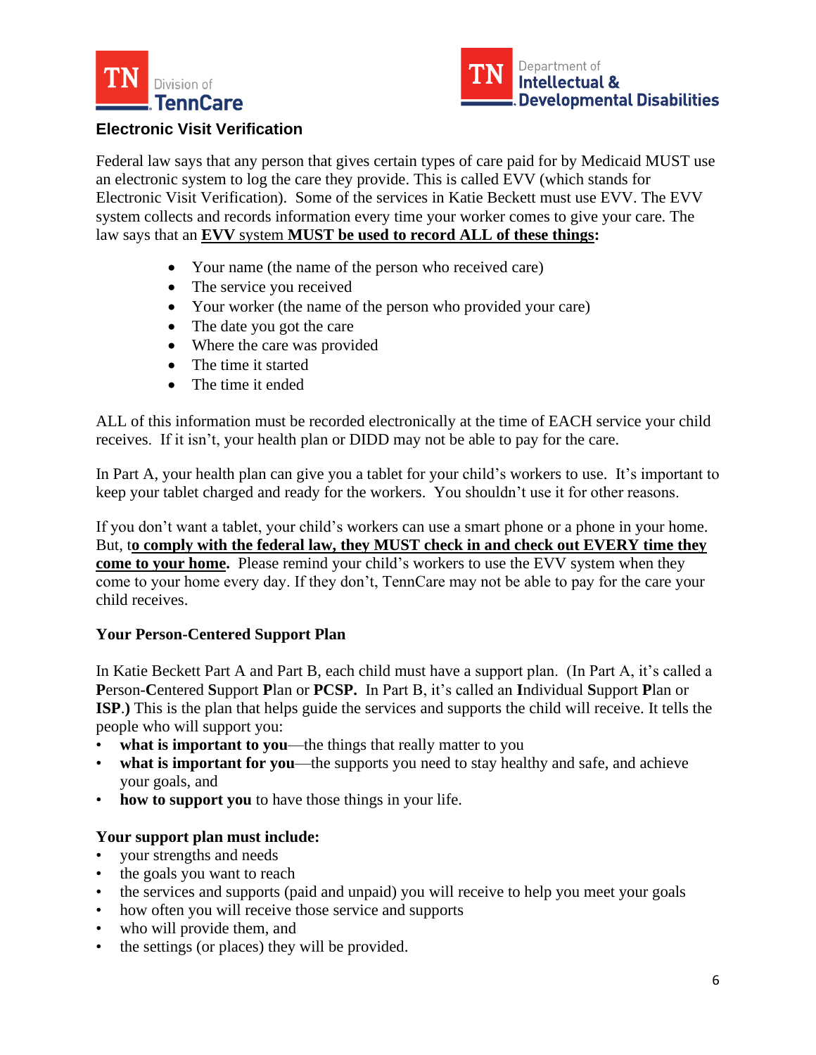## Electronic Visit Verification

Federal law says that any person that gives certain types of care paid for by Medicaid MUST use an electronic system to log the care they provide. This is called EVV (which stands for Electronic Visit Verification). Some of the services in Katie Beckett must use EVV. The EVV system collects and records information every time your worker comes to give your care. The law says that an **EVV system MUST be used to record ALL of these things:**

- Your name (the name of the person who received care)
- The service you received
- Your worker (the name of the person who provided your care)
- The date you got the care
- Where the care was provided
- The time it started
- The time it ended

ALL of this information must be recorded electronically at the time of EACH service your child receives. If it isn't, your health plan or DIDD may not be able to pay for the care.

In Part A, your health plan can give you a tablet for your child's workers to use. It's important to keep your tablet charged and ready for the workers. You shouldn't use it for other reasons.

If you don't want a tablet, your child's workers can use a smart phone or a phone in your home. But, t**o comply with the federal law, they MUST check in and check out EVERY time they come to your home.** Please remind your child's workers to use the EVV system when they come to your home every day. If they don't, TennCare may not be able to pay for the care your child receives.

### Your Person-Centered Support Plan

In Katie Beckett Part A and Part B, each child must have a support plan. (In Part A, it's called a **P**erson-**C**entered **S**upport **P**lan or **PCSP.** In Part B, it's called an **I**ndividual **S**upport **P**lan or **ISP**.**)** This is the plan that helps guide the services and supports the child will receive. It tells the people who will support you:

- **what is important to you**—the things that really matter to you
- **what is important for you**—the supports you need to stay healthy and safe, and achieve your goals, and
- **how to support you** to have those things in your life.

**Your support plan must include:**

- your strengths and needs
- the goals you want to reach
- the services and supports (paid and unpaid) you will receive to help you meet your goals
- how often you will receive those service and supports
- who will provide them, and
- the settings (or places) they will be provided.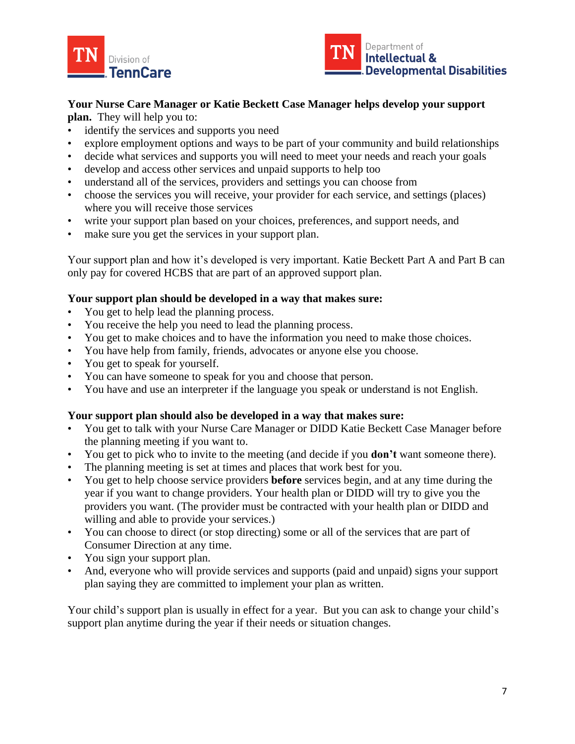**Your Nurse Care Manager or Katie Beckett Case Manager helps develop your support plan.** They will help you to:

- identify the services and supports you need
- explore employment options and ways to be part of your community and build relationships
- decide what services and supports you will need to meet your needs and reach your goals
- develop and access other services and unpaid supports to help too
- understand all of the services, providers and settings you can choose from
- choose the services you will receive, your provider for each service, and settings (places) where you will receive those services
- write your support plan based on your choices, preferences, and support needs, and
- make sure you get the services in your support plan.

Your support plan and how it's developed is very important. Katie Beckett Part A and Part B can only pay for covered HCBS that are part of an approved support plan.

**Your support plan should be developed in a way that makes sure:**

- You get to help lead the planning process.
- You receive the help you need to lead the planning process.
- You get to make choices and to have the information you need to make those choices.
- You have help from family, friends, advocates or anyone else you choose.
- You get to speak for yourself.
- You can have someone to speak for you and choose that person.
- You have and use an interpreter if the language you speak or understand is not English.

**Your support plan should also be developed in a way that makes sure:**

- You get to talk with your Nurse Care Manager or DIDD Katie Beckett Case Manager before the planning meeting if you want to.
- You get to pick who to invite to the meeting (and decide if you **don't** want someone there).
- The planning meeting is set at times and places that work best for you.
- You get to help choose service providers **before** services begin, and at any time during the year if you want to change providers. Your health plan or DIDD will try to give you the providers you want. (The provider must be contracted with your health plan or DIDD and willing and able to provide your services.)
- You can choose to direct (or stop directing) some or all of the services that are part of Consumer Direction at any time.
- You sign your support plan.
- And, everyone who will provide services and supports (paid and unpaid) signs your support plan saying they are committed to implement your plan as written.

Your child's support plan is usually in effect for a year. But you can ask to change your child's support plan anytime during the year if their needs or situation changes.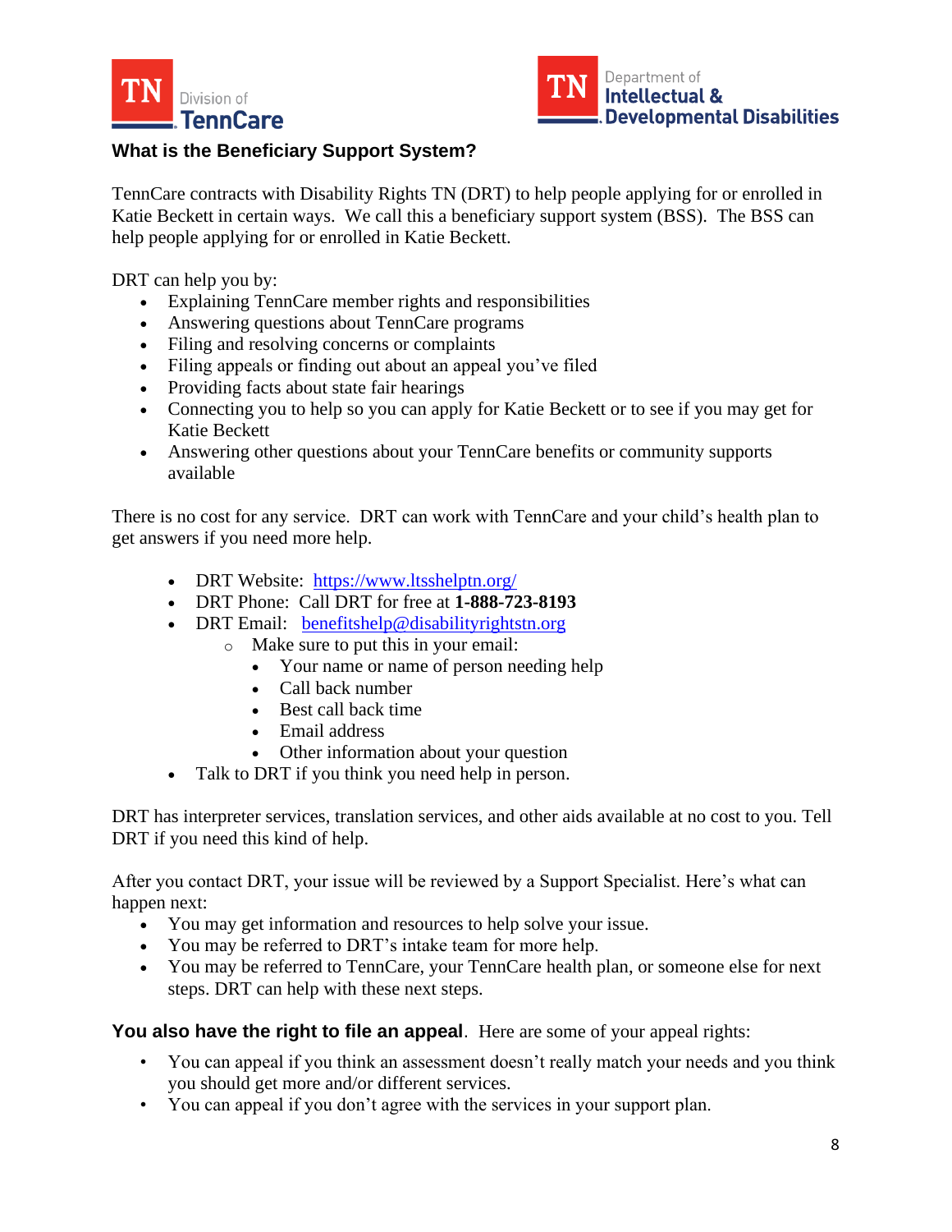TN Division of TennCare

TN Department of Intellectual & Developmental Disabilities

## What is the Beneficiary Support System?

TennCare contracts with Disability Rights TN (DRT) to help people applying for or enrolled in Katie Beckett in certain ways. We call this a beneficiary support system (BSS). The BSS can help people applying for or enrolled in Katie Beckett.

DRT can help you by:

- Explaining TennCare member rights and responsibilities
- Answering questions about TennCare programs
- Filing and resolving concerns or complaints
- Filing appeals or finding out about an appeal you've filed
- Providing facts about state fair hearings
- Connecting you to help so you can apply for Katie Beckett or to see if you may get for Katie Beckett
- Answering other questions about your TennCare benefits or community supports available

There is no cost for any service. DRT can work with TennCare and your child's health plan to get answers if you need more help.

- DRT Website: [https://www.ltsshelptn.org/](https://www.ltsshelptn.org/)
- DRT Phone: Call DRT for free at **1-888-723-8193**
- DRT Email: [benefitshelp@disabilityrightstn.org](mailto:benefitshelp@disabilityrightstn.org)
  - Make sure to put this in your email:
    - Your name or name of person needing help
    - Call back number
    - Best call back time
    - Email address
    - Other information about your question
- Talk to DRT if you think you need help in person.

DRT has interpreter services, translation services, and other aids available at no cost to you. Tell DRT if you need this kind of help.

After you contact DRT, your issue will be reviewed by a Support Specialist. Here's what can happen next:

- You may get information and resources to help solve your issue.
- You may be referred to DRT's intake team for more help.
- You may be referred to TennCare, your TennCare health plan, or someone else for next steps. DRT can help with these next steps.

**You also have the right to file an appeal**. Here are some of your appeal rights:

- You can appeal if you think an assessment doesn't really match your needs and you think you should get more and/or different services.
- You can appeal if you don't agree with the services in your support plan.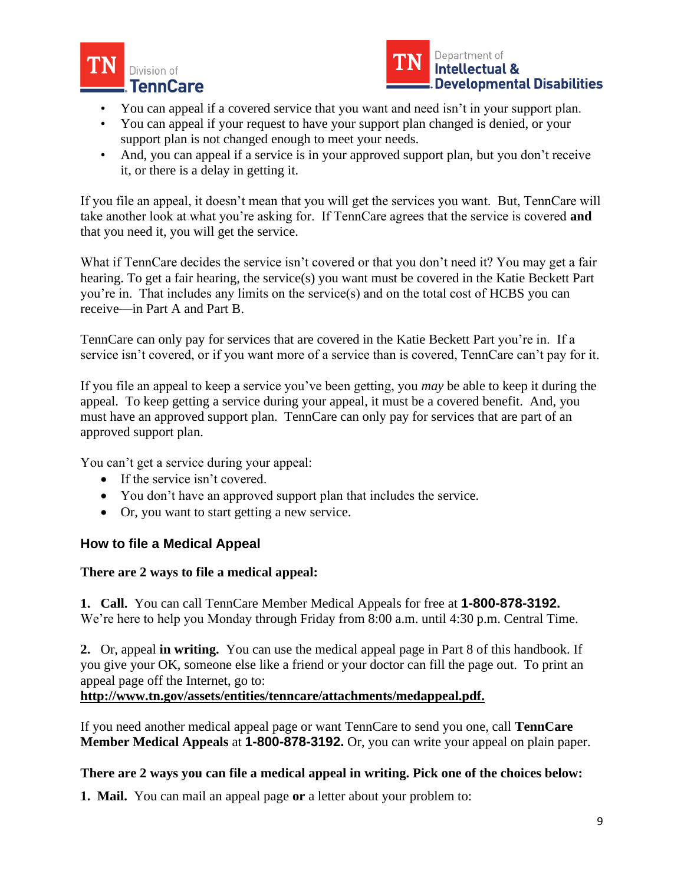- You can appeal if a covered service that you want and need isn't in your support plan.
- You can appeal if your request to have your support plan changed is denied, or your support plan is not changed enough to meet your needs.
- And, you can appeal if a service is in your approved support plan, but you don't receive it, or there is a delay in getting it.

If you file an appeal, it doesn't mean that you will get the services you want. But, TennCare will take another look at what you're asking for. If TennCare agrees that the service is covered **and** that you need it, you will get the service.

What if TennCare decides the service isn't covered or that you don't need it? You may get a fair hearing. To get a fair hearing, the service(s) you want must be covered in the Katie Beckett Part you're in. That includes any limits on the service(s) and on the total cost of HCBS you can receive—in Part A and Part B.

TennCare can only pay for services that are covered in the Katie Beckett Part you're in. If a service isn't covered, or if you want more of a service than is covered, TennCare can't pay for it.

If you file an appeal to keep a service you've been getting, you *may* be able to keep it during the appeal. To keep getting a service during your appeal, it must be a covered benefit. And, you must have an approved support plan. TennCare can only pay for services that are part of an approved support plan.

You can't get a service during your appeal:

- If the service isn't covered.
- You don't have an approved support plan that includes the service.
- Or, you want to start getting a new service.

### How to file a Medical Appeal

**There are 2 ways to file a medical appeal:**

**1. Call.** You can call TennCare Member Medical Appeals for free at **1-800-878-3192.** We're here to help you Monday through Friday from 8:00 a.m. until 4:30 p.m. Central Time.

**2.** Or, appeal **in writing.** You can use the medical appeal page in Part 8 of this handbook. If you give your OK, someone else like a friend or your doctor can fill the page out. To print an appeal page off the Internet, go to: **http://www.tn.gov/assets/entities/tenncare/attachments/medappeal.pdf.**

If you need another medical appeal page or want TennCare to send you one, call **TennCare Member Medical Appeals** at **1-800-878-3192.** Or, you can write your appeal on plain paper.

**There are 2 ways you can file a medical appeal in writing. Pick one of the choices below:**

**1. Mail.** You can mail an appeal page **or** a letter about your problem to: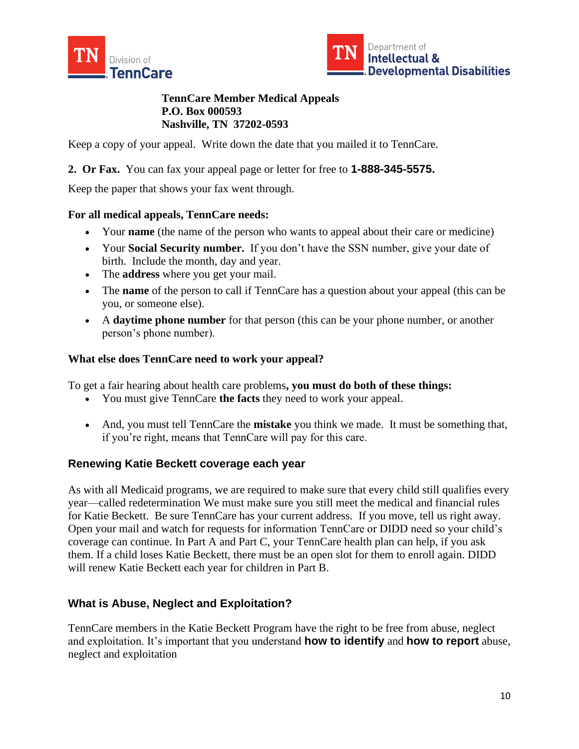**TennCare Member Medical Appeals**
**P.O. Box 000593**
**Nashville, TN 37202-0593**

Keep a copy of your appeal. Write down the date that you mailed it to TennCare.

**2. Or Fax.** You can fax your appeal page or letter for free to **1-888-345-5575.**

Keep the paper that shows your fax went through.

**For all medical appeals, TennCare needs:**

- Your **name** (the name of the person who wants to appeal about their care or medicine)
- Your **Social Security number.** If you don't have the SSN number, give your date of birth. Include the month, day and year.
- The **address** where you get your mail.
- The **name** of the person to call if TennCare has a question about your appeal (this can be you, or someone else).
- A **daytime phone number** for that person (this can be your phone number, or another person's phone number).

**What else does TennCare need to work your appeal?**

To get a fair hearing about health care problems**, you must do both of these things:**

- You must give TennCare **the facts** they need to work your appeal.
- And, you must tell TennCare the **mistake** you think we made. It must be something that, if you're right, means that TennCare will pay for this care.

## Renewing Katie Beckett coverage each year

As with all Medicaid programs, we are required to make sure that every child still qualifies every year—called redetermination We must make sure you still meet the medical and financial rules for Katie Beckett. Be sure TennCare has your current address. If you move, tell us right away. Open your mail and watch for requests for information TennCare or DIDD need so your child's coverage can continue. In Part A and Part C, your TennCare health plan can help, if you ask them. If a child loses Katie Beckett, there must be an open slot for them to enroll again. DIDD will renew Katie Beckett each year for children in Part B.

## What is Abuse, Neglect and Exploitation?

TennCare members in the Katie Beckett Program have the right to be free from abuse, neglect and exploitation. It's important that you understand **how to identify** and **how to report** abuse, neglect and exploitation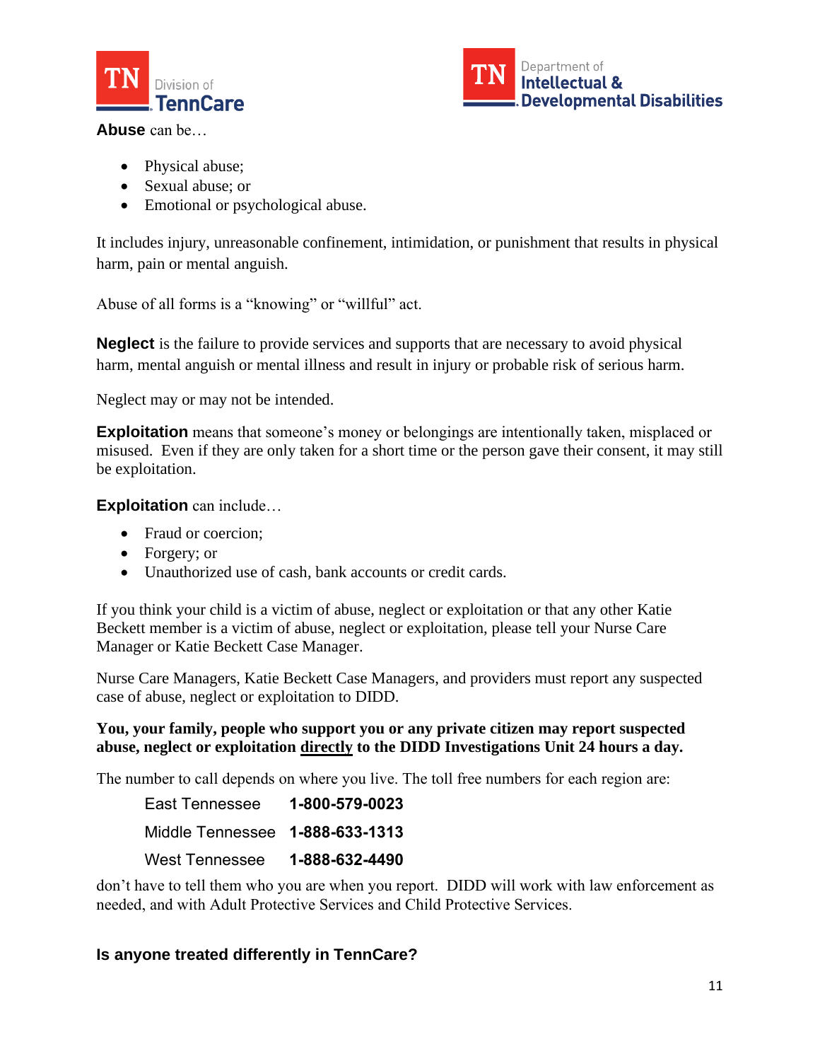**Abuse** can be…

- Physical abuse;
- Sexual abuse; or
- Emotional or psychological abuse.

It includes injury, unreasonable confinement, intimidation, or punishment that results in physical harm, pain or mental anguish.

Abuse of all forms is a "knowing" or "willful" act.

**Neglect** is the failure to provide services and supports that are necessary to avoid physical harm, mental anguish or mental illness and result in injury or probable risk of serious harm.

Neglect may or may not be intended.

**Exploitation** means that someone's money or belongings are intentionally taken, misplaced or misused. Even if they are only taken for a short time or the person gave their consent, it may still be exploitation.

**Exploitation** can include…

- Fraud or coercion;
- Forgery; or
- Unauthorized use of cash, bank accounts or credit cards.

If you think your child is a victim of abuse, neglect or exploitation or that any other Katie Beckett member is a victim of abuse, neglect or exploitation, please tell your Nurse Care Manager or Katie Beckett Case Manager.

Nurse Care Managers, Katie Beckett Case Managers, and providers must report any suspected case of abuse, neglect or exploitation to DIDD.

**You, your family, people who support you or any private citizen may report suspected abuse, neglect or exploitation <u>directly</u> to the DIDD Investigations Unit 24 hours a day.**

The number to call depends on where you live. The toll free numbers for each region are:

| | |
|---|---|
| East Tennessee | **1-800-579-0023** |
| Middle Tennessee | **1-888-633-1313** |
| West Tennessee | **1-888-632-4490** |

don't have to tell them who you are when you report. DIDD will work with law enforcement as needed, and with Adult Protective Services and Child Protective Services.

## Is anyone treated differently in TennCare?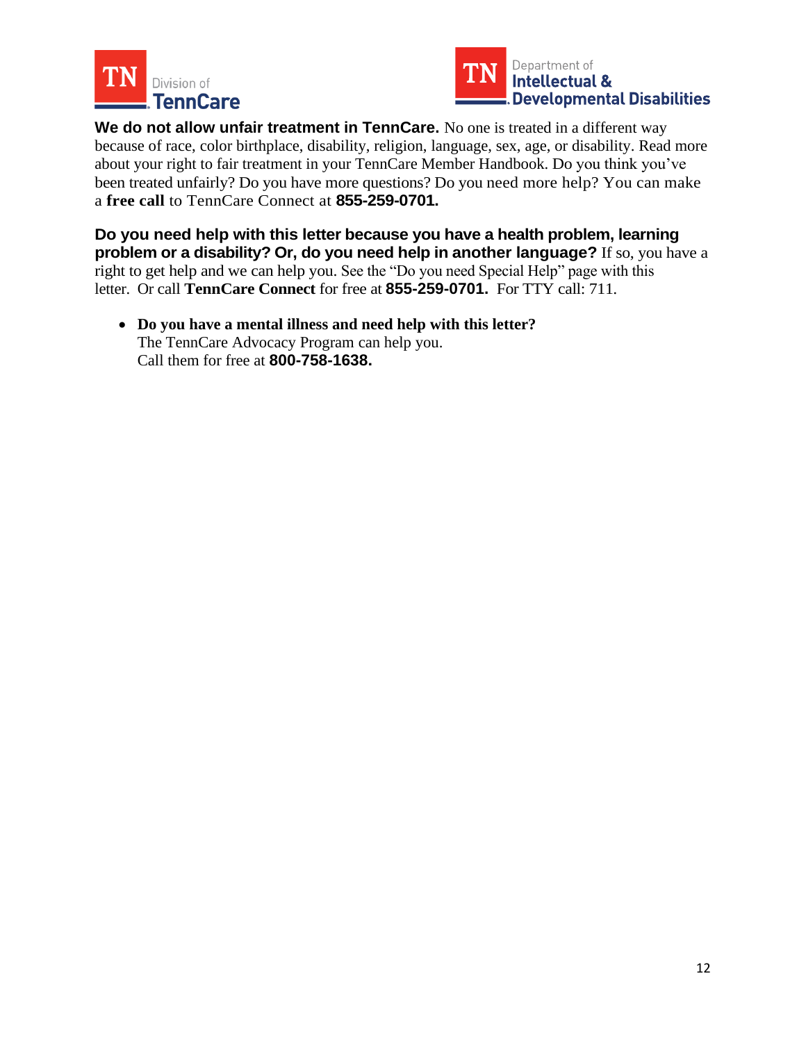**We do not allow unfair treatment in TennCare.** No one is treated in a different way because of race, color birthplace, disability, religion, language, sex, age, or disability. Read more about your right to fair treatment in your TennCare Member Handbook. Do you think you've been treated unfairly? Do you have more questions? Do you need more help? You can make a **free call** to TennCare Connect at **855-259-0701.**

**Do you need help with this letter because you have a health problem, learning problem or a disability? Or, do you need help in another language?** If so, you have a right to get help and we can help you. See the "Do you need Special Help" page with this letter. Or call **TennCare Connect** for free at **855-259-0701.** For TTY call: 711.

- **Do you have a mental illness and need help with this letter?**
  The TennCare Advocacy Program can help you.
  Call them for free at **800-758-1638.**